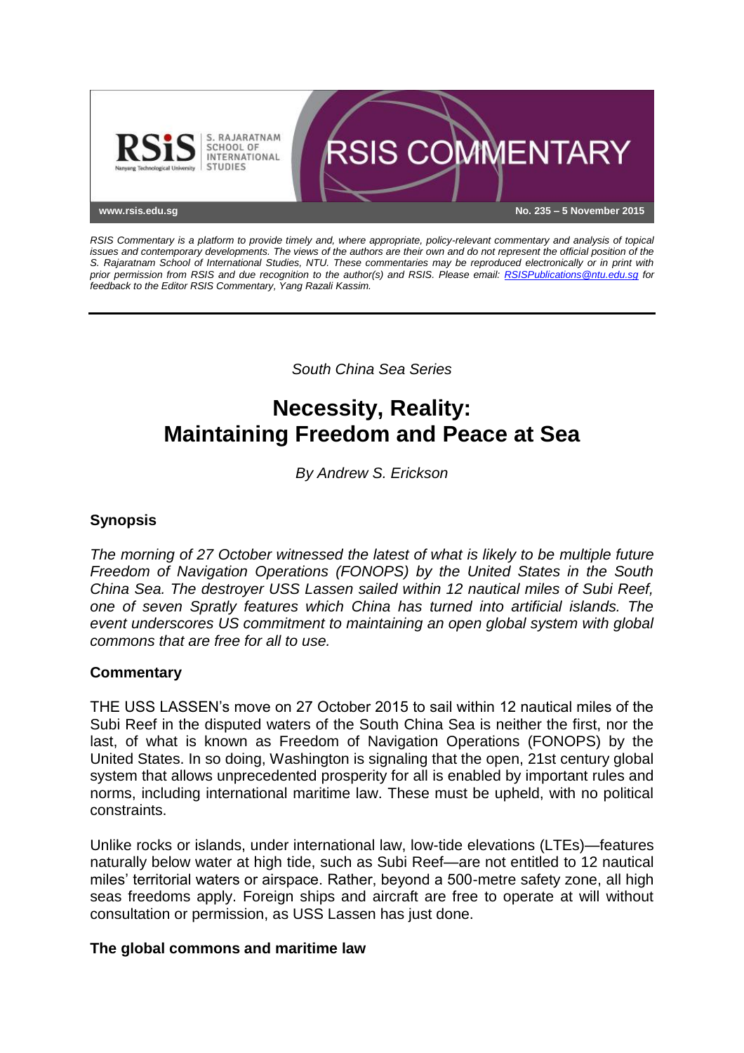**RSIS COMMENTARY**

www.rsis.edu.sg

No. 235 – 5 November 2015

*RSIS Commentary is a platform to provide timely and, where appropriate, policy-relevant commentary and analysis of topical issues and contemporary developments. The views of the authors are their own and do not represent the official position of the S. Rajaratnam School of International Studies, NTU. These commentaries may be reproduced electronically or in print with prior permission from RSIS and due recognition to the author(s) and RSIS. Please email: RSISPublications@ntu.edu.sg for feedback to the Editor RSIS Commentary, Yang Razali Kassim.*

*South China Sea Series*

# Necessity, Reality: Maintaining Freedom and Peace at Sea

*By Andrew S. Erickson*

## Synopsis

*The morning of 27 October witnessed the latest of what is likely to be multiple future Freedom of Navigation Operations (FONOPS) by the United States in the South China Sea. The destroyer USS Lassen sailed within 12 nautical miles of Subi Reef, one of seven Spratly features which China has turned into artificial islands. The event underscores US commitment to maintaining an open global system with global commons that are free for all to use.*

## Commentary

THE USS LASSEN's move on 27 October 2015 to sail within 12 nautical miles of the Subi Reef in the disputed waters of the South China Sea is neither the first, nor the last, of what is known as Freedom of Navigation Operations (FONOPS) by the United States. In so doing, Washington is signaling that the open, 21st century global system that allows unprecedented prosperity for all is enabled by important rules and norms, including international maritime law. These must be upheld, with no political constraints.

Unlike rocks or islands, under international law, low-tide elevations (LTEs)—features naturally below water at high tide, such as Subi Reef—are not entitled to 12 nautical miles' territorial waters or airspace. Rather, beyond a 500-metre safety zone, all high seas freedoms apply. Foreign ships and aircraft are free to operate at will without consultation or permission, as USS Lassen has just done.

## The global commons and maritime law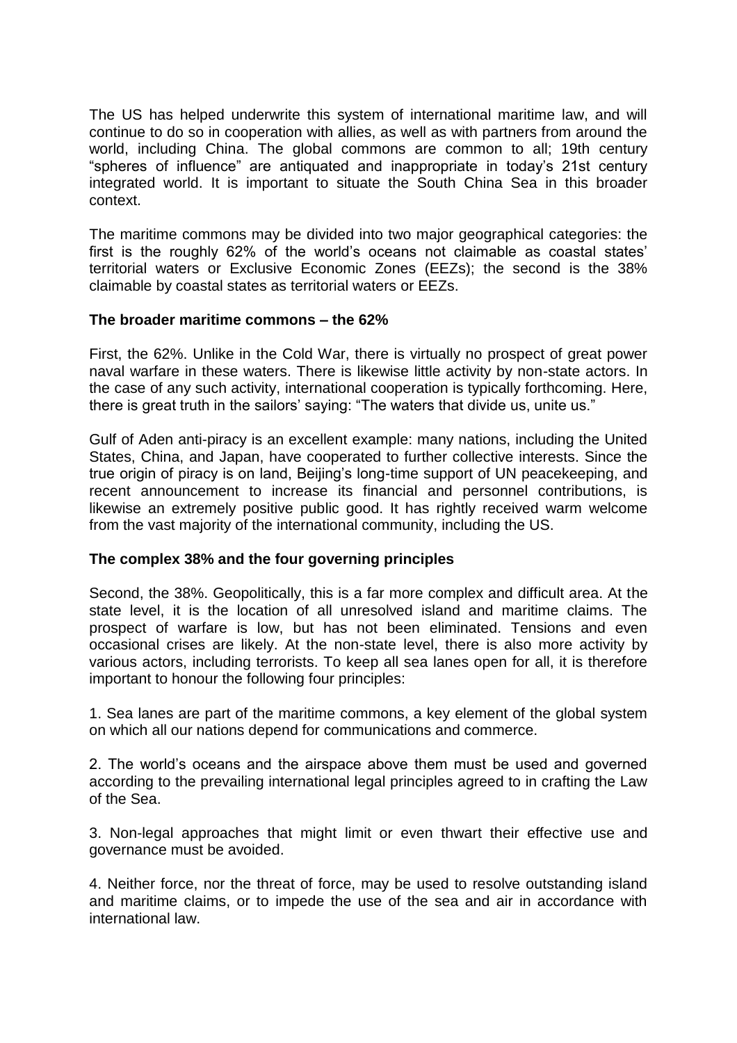The US has helped underwrite this system of international maritime law, and will continue to do so in cooperation with allies, as well as with partners from around the world, including China. The global commons are common to all; 19th century "spheres of influence" are antiquated and inappropriate in today's 21st century integrated world. It is important to situate the South China Sea in this broader context.

The maritime commons may be divided into two major geographical categories: the first is the roughly 62% of the world's oceans not claimable as coastal states' territorial waters or Exclusive Economic Zones (EEZs); the second is the 38% claimable by coastal states as territorial waters or EEZs.

**The broader maritime commons – the 62%**

First, the 62%. Unlike in the Cold War, there is virtually no prospect of great power naval warfare in these waters. There is likewise little activity by non-state actors. In the case of any such activity, international cooperation is typically forthcoming. Here, there is great truth in the sailors' saying: "The waters that divide us, unite us."

Gulf of Aden anti-piracy is an excellent example: many nations, including the United States, China, and Japan, have cooperated to further collective interests. Since the true origin of piracy is on land, Beijing's long-time support of UN peacekeeping, and recent announcement to increase its financial and personnel contributions, is likewise an extremely positive public good. It has rightly received warm welcome from the vast majority of the international community, including the US.

**The complex 38% and the four governing principles**

Second, the 38%. Geopolitically, this is a far more complex and difficult area. At the state level, it is the location of all unresolved island and maritime claims. The prospect of warfare is low, but has not been eliminated. Tensions and even occasional crises are likely. At the non-state level, there is also more activity by various actors, including terrorists. To keep all sea lanes open for all, it is therefore important to honour the following four principles:

1. Sea lanes are part of the maritime commons, a key element of the global system on which all our nations depend for communications and commerce.

2. The world's oceans and the airspace above them must be used and governed according to the prevailing international legal principles agreed to in crafting the Law of the Sea.

3. Non-legal approaches that might limit or even thwart their effective use and governance must be avoided.

4. Neither force, nor the threat of force, may be used to resolve outstanding island and maritime claims, or to impede the use of the sea and air in accordance with international law.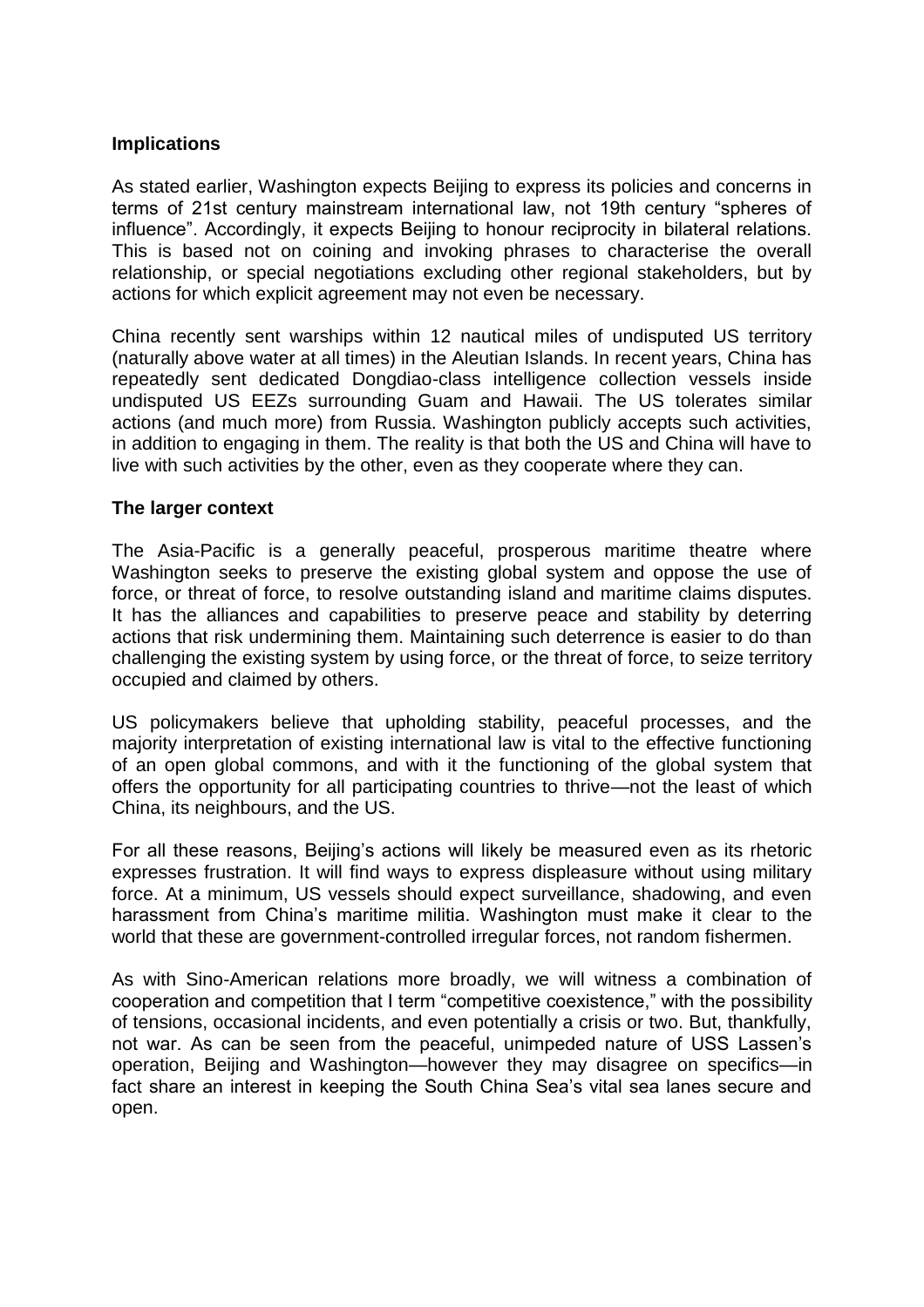### Implications

As stated earlier, Washington expects Beijing to express its policies and concerns in terms of 21st century mainstream international law, not 19th century "spheres of influence". Accordingly, it expects Beijing to honour reciprocity in bilateral relations. This is based not on coining and invoking phrases to characterise the overall relationship, or special negotiations excluding other regional stakeholders, but by actions for which explicit agreement may not even be necessary.

China recently sent warships within 12 nautical miles of undisputed US territory (naturally above water at all times) in the Aleutian Islands. In recent years, China has repeatedly sent dedicated Dongdiao-class intelligence collection vessels inside undisputed US EEZs surrounding Guam and Hawaii. The US tolerates similar actions (and much more) from Russia. Washington publicly accepts such activities, in addition to engaging in them. The reality is that both the US and China will have to live with such activities by the other, even as they cooperate where they can.

### The larger context

The Asia-Pacific is a generally peaceful, prosperous maritime theatre where Washington seeks to preserve the existing global system and oppose the use of force, or threat of force, to resolve outstanding island and maritime claims disputes. It has the alliances and capabilities to preserve peace and stability by deterring actions that risk undermining them. Maintaining such deterrence is easier to do than challenging the existing system by using force, or the threat of force, to seize territory occupied and claimed by others.

US policymakers believe that upholding stability, peaceful processes, and the majority interpretation of existing international law is vital to the effective functioning of an open global commons, and with it the functioning of the global system that offers the opportunity for all participating countries to thrive—not the least of which China, its neighbours, and the US.

For all these reasons, Beijing's actions will likely be measured even as its rhetoric expresses frustration. It will find ways to express displeasure without using military force. At a minimum, US vessels should expect surveillance, shadowing, and even harassment from China's maritime militia. Washington must make it clear to the world that these are government-controlled irregular forces, not random fishermen.

As with Sino-American relations more broadly, we will witness a combination of cooperation and competition that I term "competitive coexistence," with the possibility of tensions, occasional incidents, and even potentially a crisis or two. But, thankfully, not war. As can be seen from the peaceful, unimpeded nature of USS Lassen's operation, Beijing and Washington—however they may disagree on specifics—in fact share an interest in keeping the South China Sea's vital sea lanes secure and open.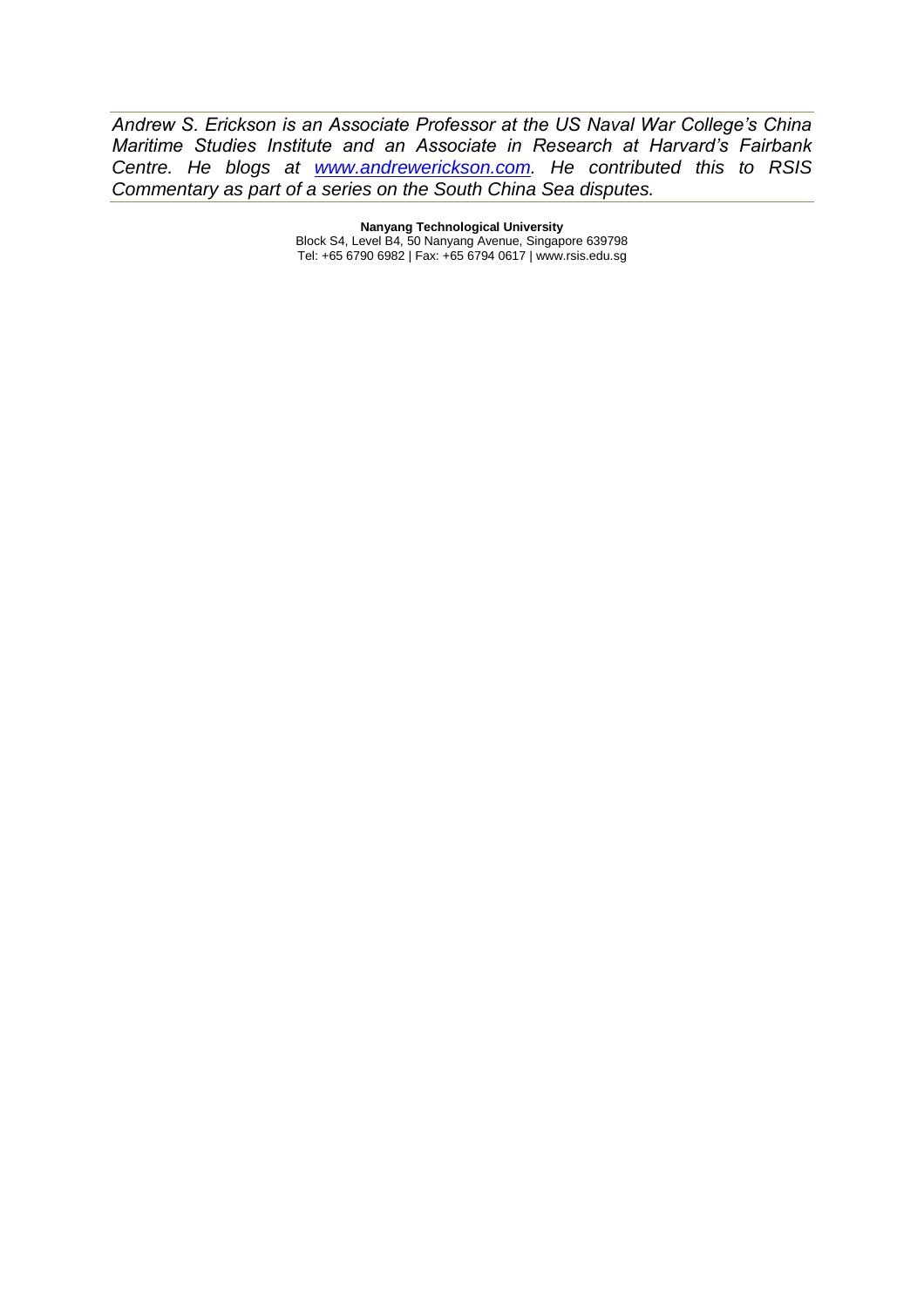*Andrew S. Erickson is an Associate Professor at the US Naval War College's China Maritime Studies Institute and an Associate in Research at Harvard's Fairbank Centre. He blogs at [www.andrewerickson.com](http://www.andrewerickson.com). He contributed this to RSIS Commentary as part of a series on the South China Sea disputes.*

**Nanyang Technological University**
Block S4, Level B4, 50 Nanyang Avenue, Singapore 639798
Tel: +65 6790 6982 | Fax: +65 6794 0617 | www.rsis.edu.sg